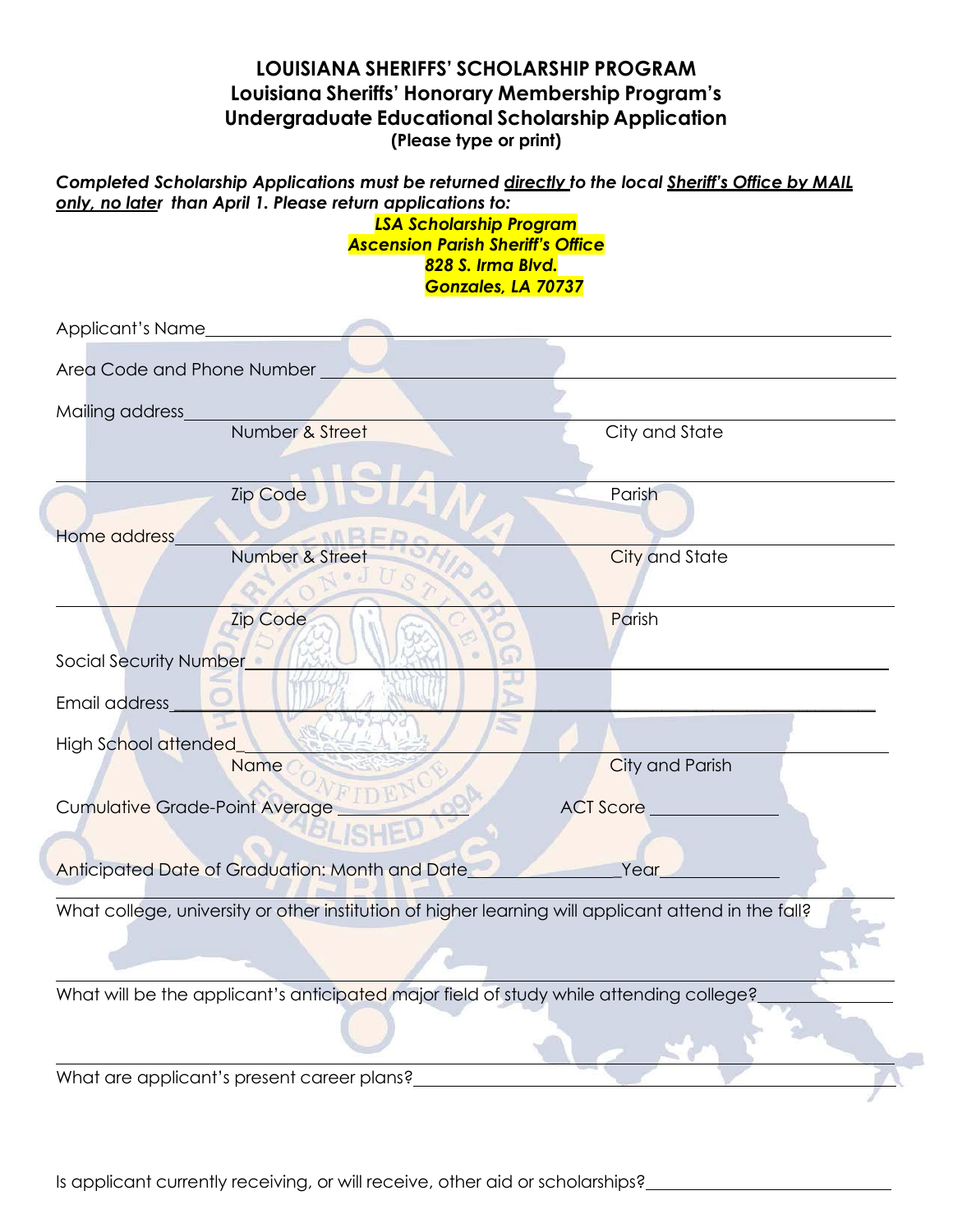# LOUISIANA SHERIFFS' SCHOLARSHIP PROGRAM
## Louisiana Sheriffs' Honorary Membership Program's
## Undergraduate Educational Scholarship Application
**(Please type or print)**

***Completed Scholarship Applications must be returned directly to the local Sheriff's Office by MAIL only, no later than April 1. Please return applications to:***

***LSA Scholarship Program***
***Ascension Parish Sheriff's Office***
***828 S. Irma Blvd.***
***Gonzales, LA 70737***

Applicant's Name\_\_\_\_\_\_\_\_\_\_\_\_\_\_\_\_\_\_\_\_\_\_\_\_\_\_\_\_\_\_\_\_\_\_\_\_\_\_\_\_\_\_\_\_\_\_\_\_

Area Code and Phone Number \_\_\_\_\_\_\_\_\_\_\_\_\_\_\_\_\_\_\_\_\_\_\_\_\_\_\_\_\_\_\_\_\_\_\_\_\_\_\_\_

Mailing address\_\_\_\_\_\_\_\_\_\_\_\_\_\_\_\_\_\_\_\_\_\_\_\_\_\_\_\_\_\_\_\_\_\_\_\_\_\_\_\_\_\_\_\_\_\_\_\_\_\_
Number & Street City and State

\_\_\_\_\_\_\_\_\_\_\_\_\_\_\_\_\_\_\_\_\_\_\_\_\_\_\_\_\_\_\_\_\_\_\_\_\_\_\_\_\_\_\_\_\_\_\_\_\_\_\_\_\_\_\_\_\_\_\_\_\_\_\_\_
Zip Code Parish

Home address\_\_\_\_\_\_\_\_\_\_\_\_\_\_\_\_\_\_\_\_\_\_\_\_\_\_\_\_\_\_\_\_\_\_\_\_\_\_\_\_\_\_\_\_\_\_\_\_\_\_\_\_
Number & Street City and State

\_\_\_\_\_\_\_\_\_\_\_\_\_\_\_\_\_\_\_\_\_\_\_\_\_\_\_\_\_\_\_\_\_\_\_\_\_\_\_\_\_\_\_\_\_\_\_\_\_\_\_\_\_\_\_\_\_\_\_\_\_\_\_\_
Zip Code Parish

Social Security Number\_\_\_\_\_\_\_\_\_\_\_\_\_\_\_\_\_\_\_\_\_\_\_\_\_\_\_\_\_\_\_\_\_\_\_\_\_\_\_\_\_\_\_\_\_\_

Email address\_\_\_\_\_\_\_\_\_\_\_\_\_\_\_\_\_\_\_\_\_\_\_\_\_\_\_\_\_\_\_\_\_\_\_\_\_\_\_\_\_\_\_\_\_\_\_\_\_\_\_

High School attended\_\_\_\_\_\_\_\_\_\_\_\_\_\_\_\_\_\_\_\_\_\_\_\_\_\_\_\_\_\_\_\_\_\_\_\_\_\_\_\_\_\_\_\_\_\_\_
Name City and Parish

Cumulative Grade-Point Average \_\_\_\_\_\_\_\_\_\_ ACT Score \_\_\_\_\_\_\_\_\_\_

Anticipated Date of Graduation: Month and Date\_\_\_\_\_\_\_\_\_\_Year\_\_\_\_\_\_\_\_\_\_

What college, university or other institution of higher learning will applicant attend in the fall?

\_\_\_\_\_\_\_\_\_\_\_\_\_\_\_\_\_\_\_\_\_\_\_\_\_\_\_\_\_\_\_\_\_\_\_\_\_\_\_\_\_\_\_\_\_\_\_\_\_\_\_\_\_\_\_\_\_\_\_\_\_\_\_\_

What will be the applicant's anticipated major field of study while attending college?\_\_\_\_\_\_\_\_\_\_

\_\_\_\_\_\_\_\_\_\_\_\_\_\_\_\_\_\_\_\_\_\_\_\_\_\_\_\_\_\_\_\_\_\_\_\_\_\_\_\_\_\_\_\_\_\_\_\_\_\_\_\_\_\_\_\_\_\_\_\_\_\_\_\_

What are applicant's present career plans?\_\_\_\_\_\_\_\_\_\_\_\_\_\_\_\_\_\_\_\_\_\_\_\_\_\_\_\_\_\_\_\_\_\_

Is applicant currently receiving, or will receive, other aid or scholarships?\_\_\_\_\_\_\_\_\_\_\_\_\_\_\_\_\_\_\_\_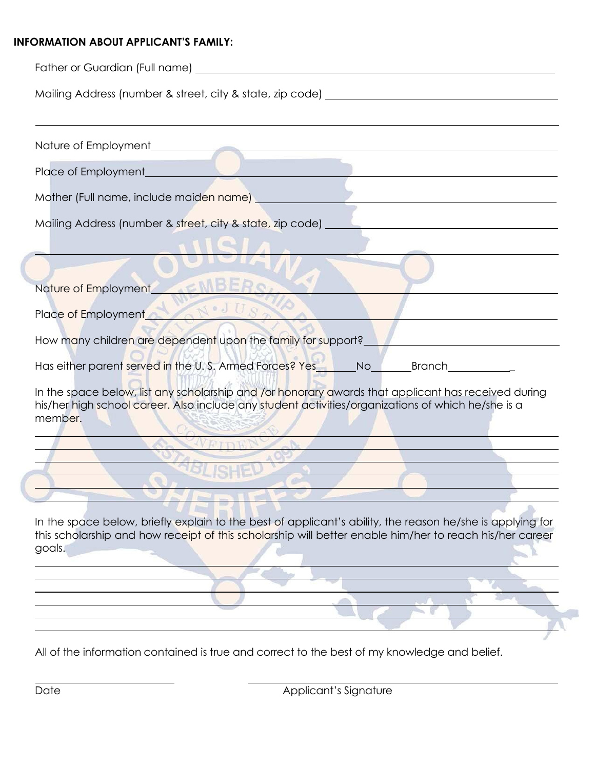**INFORMATION ABOUT APPLICANT'S FAMILY:**

Father or Guardian (Full name) ____________________________________________

Mailing Address (number & street, city & state, zip code) ______________________

____________________________________________________________________

Nature of Employment_________________________________________________

Place of Employment__________________________________________________

Mother (Full name, include maiden name) _______________________________

Mailing Address (number & street, city & state, zip code) ______________________

____________________________________________________________________

Nature of Employment_________________________________________________

Place of Employment__________________________________________________

How many children are dependent upon the family for support?________________

Has either parent served in the U. S. Armed Forces? Yes_______No_______Branch___________

In the space below, list any scholarship and /or honorary awards that applicant has received during his/her high school career. Also include any student activities/organizations of which he/she is a member.

____________________________________________________________________

____________________________________________________________________

____________________________________________________________________

____________________________________________________________________

____________________________________________________________________

In the space below, briefly explain to the best of applicant's ability, the reason he/she is applying for this scholarship and how receipt of this scholarship will better enable him/her to reach his/her career goals.

____________________________________________________________________

____________________________________________________________________

____________________________________________________________________

____________________________________________________________________

____________________________________________________________________

All of the information contained is true and correct to the best of my knowledge and belief.

______________________ ____________________________________

Date Applicant's Signature